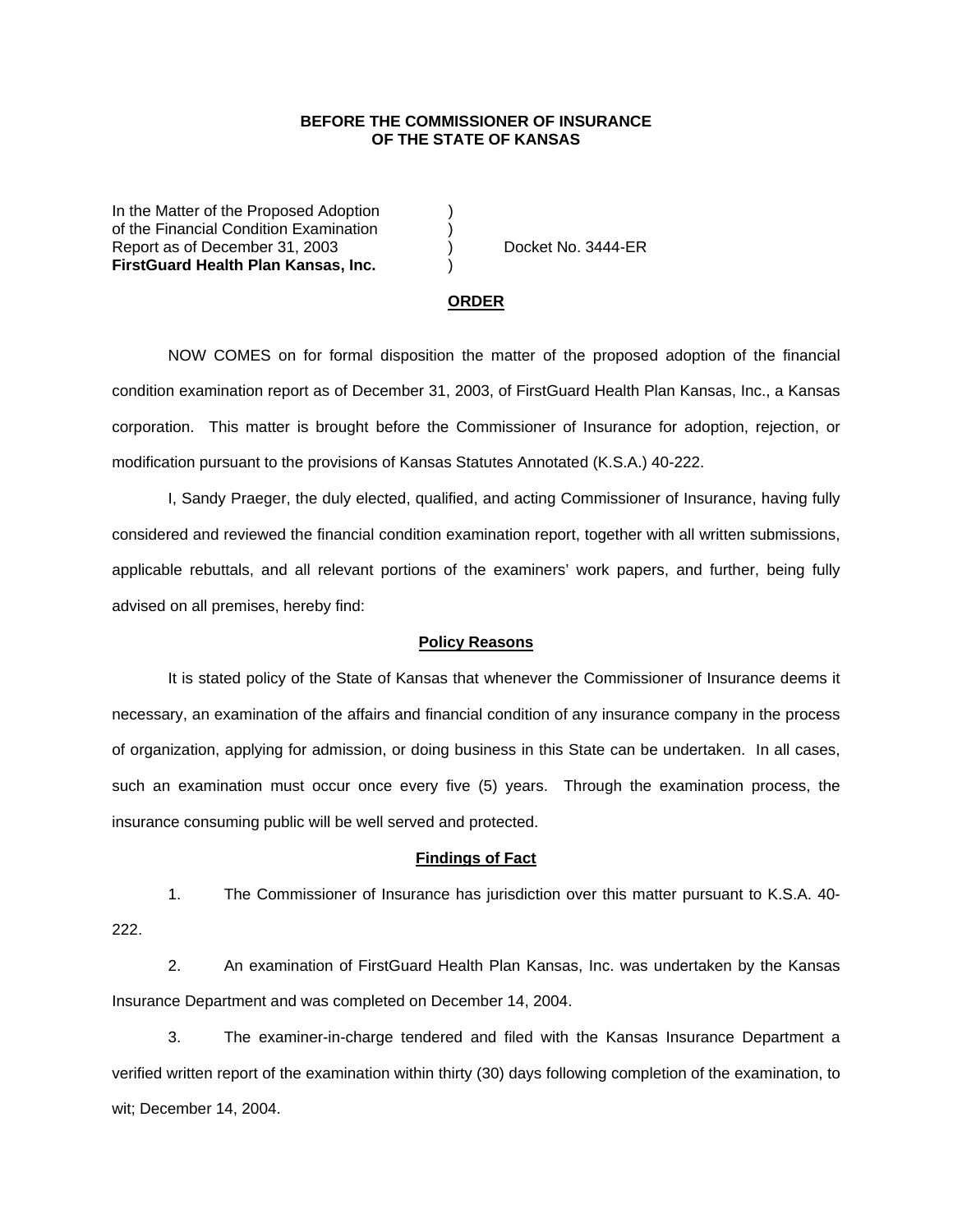**BEFORE THE COMMISSIONER OF INSURANCE**
**OF THE STATE OF KANSAS**

| | | |
|---|---|---|
| In the Matter of the Proposed Adoption | ) | |
| of the Financial Condition Examination | ) | |
| Report as of December 31, 2003 | ) | Docket No. 3444-ER |
| **FirstGuard Health Plan Kansas, Inc.** | ) | |

## ORDER

NOW COMES on for formal disposition the matter of the proposed adoption of the financial condition examination report as of December 31, 2003, of FirstGuard Health Plan Kansas, Inc., a Kansas corporation. This matter is brought before the Commissioner of Insurance for adoption, rejection, or modification pursuant to the provisions of Kansas Statutes Annotated (K.S.A.) 40-222.

I, Sandy Praeger, the duly elected, qualified, and acting Commissioner of Insurance, having fully considered and reviewed the financial condition examination report, together with all written submissions, applicable rebuttals, and all relevant portions of the examiners' work papers, and further, being fully advised on all premises, hereby find:

### Policy Reasons

It is stated policy of the State of Kansas that whenever the Commissioner of Insurance deems it necessary, an examination of the affairs and financial condition of any insurance company in the process of organization, applying for admission, or doing business in this State can be undertaken. In all cases, such an examination must occur once every five (5) years. Through the examination process, the insurance consuming public will be well served and protected.

### Findings of Fact

1. The Commissioner of Insurance has jurisdiction over this matter pursuant to K.S.A. 40-222.

2. An examination of FirstGuard Health Plan Kansas, Inc. was undertaken by the Kansas Insurance Department and was completed on December 14, 2004.

3. The examiner-in-charge tendered and filed with the Kansas Insurance Department a verified written report of the examination within thirty (30) days following completion of the examination, to wit; December 14, 2004.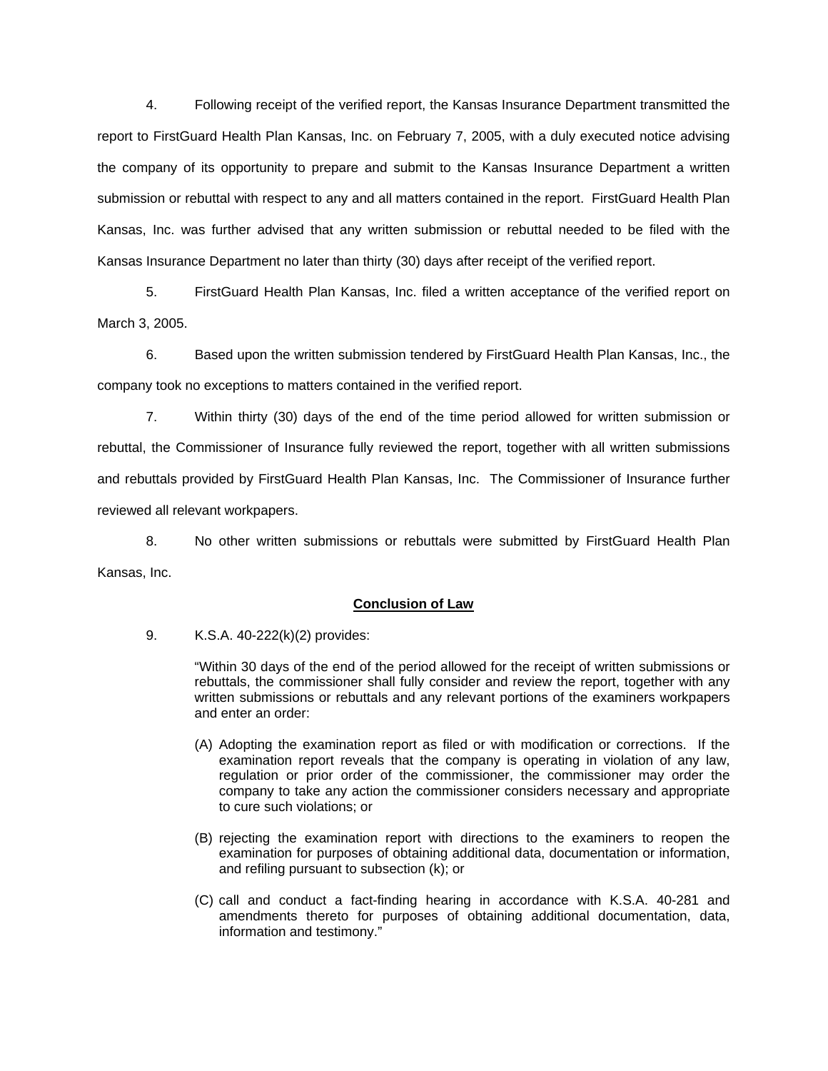4. Following receipt of the verified report, the Kansas Insurance Department transmitted the report to FirstGuard Health Plan Kansas, Inc. on February 7, 2005, with a duly executed notice advising the company of its opportunity to prepare and submit to the Kansas Insurance Department a written submission or rebuttal with respect to any and all matters contained in the report. FirstGuard Health Plan Kansas, Inc. was further advised that any written submission or rebuttal needed to be filed with the Kansas Insurance Department no later than thirty (30) days after receipt of the verified report.

5. FirstGuard Health Plan Kansas, Inc. filed a written acceptance of the verified report on March 3, 2005.

6. Based upon the written submission tendered by FirstGuard Health Plan Kansas, Inc., the company took no exceptions to matters contained in the verified report.

7. Within thirty (30) days of the end of the time period allowed for written submission or rebuttal, the Commissioner of Insurance fully reviewed the report, together with all written submissions and rebuttals provided by FirstGuard Health Plan Kansas, Inc. The Commissioner of Insurance further reviewed all relevant workpapers.

8. No other written submissions or rebuttals were submitted by FirstGuard Health Plan Kansas, Inc.

**Conclusion of Law**

9. K.S.A. 40-222(k)(2) provides:

> "Within 30 days of the end of the period allowed for the receipt of written submissions or rebuttals, the commissioner shall fully consider and review the report, together with any written submissions or rebuttals and any relevant portions of the examiners workpapers and enter an order:
>
> (A) Adopting the examination report as filed or with modification or corrections. If the examination report reveals that the company is operating in violation of any law, regulation or prior order of the commissioner, the commissioner may order the company to take any action the commissioner considers necessary and appropriate to cure such violations; or
>
> (B) rejecting the examination report with directions to the examiners to reopen the examination for purposes of obtaining additional data, documentation or information, and refiling pursuant to subsection (k); or
>
> (C) call and conduct a fact-finding hearing in accordance with K.S.A. 40-281 and amendments thereto for purposes of obtaining additional documentation, data, information and testimony."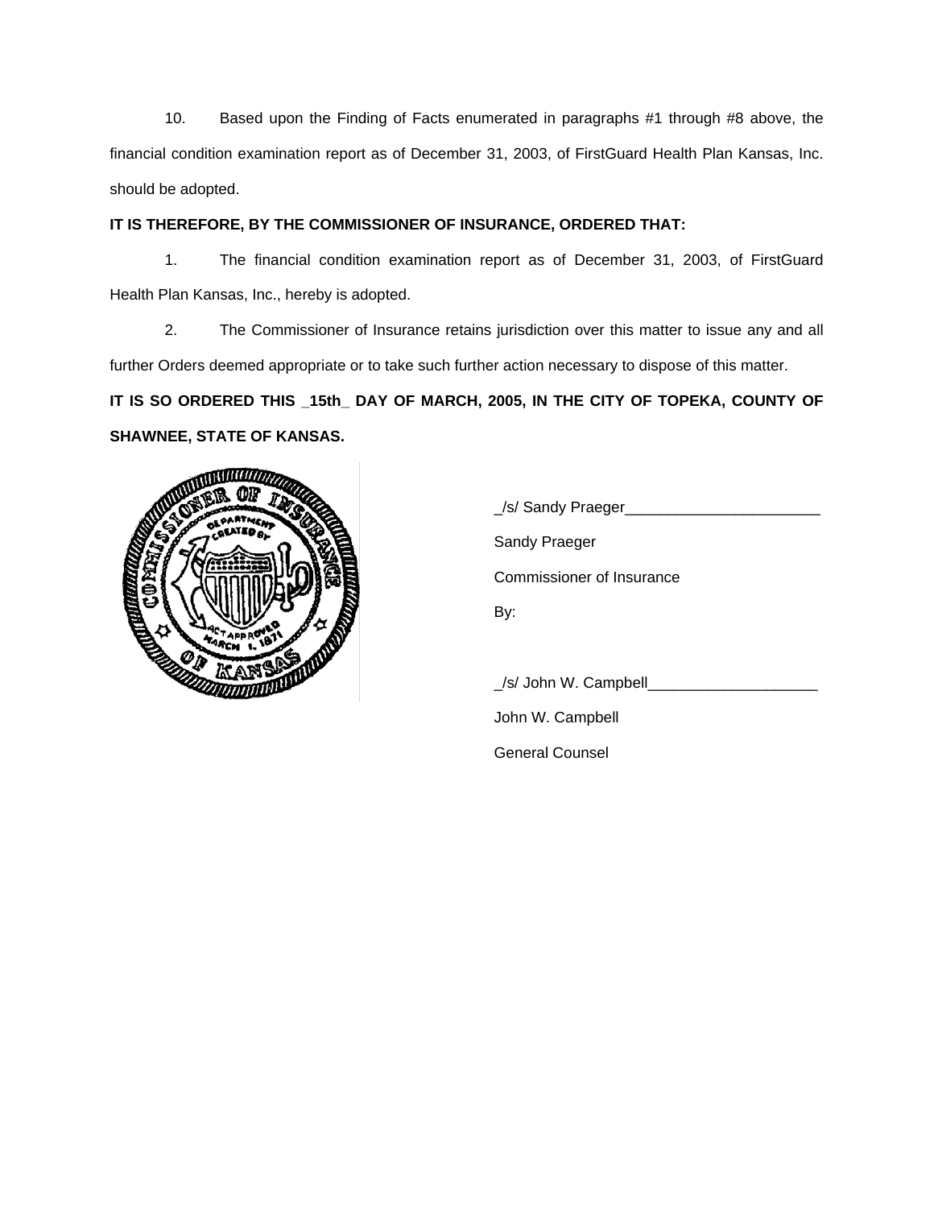10. Based upon the Finding of Facts enumerated in paragraphs #1 through #8 above, the financial condition examination report as of December 31, 2003, of FirstGuard Health Plan Kansas, Inc. should be adopted.

**IT IS THEREFORE, BY THE COMMISSIONER OF INSURANCE, ORDERED THAT:**

1. The financial condition examination report as of December 31, 2003, of FirstGuard Health Plan Kansas, Inc., hereby is adopted.

2. The Commissioner of Insurance retains jurisdiction over this matter to issue any and all further Orders deemed appropriate or to take such further action necessary to dispose of this matter.

**IT IS SO ORDERED THIS _15th_ DAY OF MARCH, 2005, IN THE CITY OF TOPEKA, COUNTY OF SHAWNEE, STATE OF KANSAS.**

_/s/ Sandy Praeger_______________________

Sandy Praeger

Commissioner of Insurance

By:

_/s/ John W. Campbell____________________

John W. Campbell

General Counsel